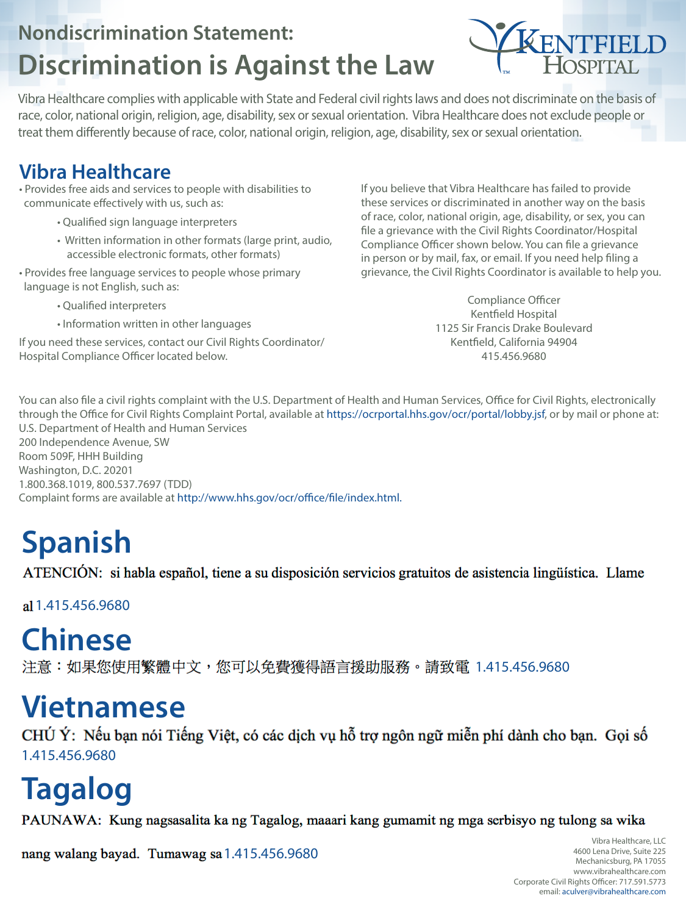## Nondiscrimination Statement:

# Discrimination is Against the Law

Kentfield Hospital

Vibra Healthcare complies with applicable with State and Federal civil rights laws and does not discriminate on the basis of race, color, national origin, religion, age, disability, sex or sexual orientation. Vibra Healthcare does not exclude people or treat them differently because of race, color, national origin, religion, age, disability, sex or sexual orientation.

## Vibra Healthcare

- Provides free aids and services to people with disabilities to communicate effectively with us, such as:
  - Qualified sign language interpreters
  - Written information in other formats (large print, audio, accessible electronic formats, other formats)
- Provides free language services to people whose primary language is not English, such as:
  - Qualified interpreters
  - Information written in other languages

If you need these services, contact our Civil Rights Coordinator/ Hospital Compliance Officer located below.

If you believe that Vibra Healthcare has failed to provide these services or discriminated in another way on the basis of race, color, national origin, age, disability, or sex, you can file a grievance with the Civil Rights Coordinator/Hospital Compliance Officer shown below. You can file a grievance in person or by mail, fax, or email. If you need help filing a grievance, the Civil Rights Coordinator is available to help you.

Compliance Officer
Kentfield Hospital
1125 Sir Francis Drake Boulevard
Kentfield, California 94904
415.456.9680

You can also file a civil rights complaint with the U.S. Department of Health and Human Services, Office for Civil Rights, electronically through the Office for Civil Rights Complaint Portal, available at https://ocrportal.hhs.gov/ocr/portal/lobby.jsf, or by mail or phone at:
U.S. Department of Health and Human Services
200 Independence Avenue, SW
Room 509F, HHH Building
Washington, D.C. 20201
1.800.368.1019, 800.537.7697 (TDD)
Complaint forms are available at http://www.hhs.gov/ocr/office/file/index.html.

# Spanish

ATENCIÓN: si habla español, tiene a su disposición servicios gratuitos de asistencia lingüística. Llame al 1.415.456.9680

# Chinese

注意：如果您使用繁體中文，您可以免費獲得語言援助服務。請致電 1.415.456.9680

# Vietnamese

CHÚ Ý: Nếu bạn nói Tiếng Việt, có các dịch vụ hỗ trợ ngôn ngữ miễn phí dành cho bạn. Gọi số 1.415.456.9680

# Tagalog

PAUNAWA: Kung nagsasalita ka ng Tagalog, maaari kang gumamit ng mga serbisyo ng tulong sa wika nang walang bayad. Tumawag sa 1.415.456.9680

Vibra Healthcare, LLC
4600 Lena Drive, Suite 225
Mechanicsburg, PA 17055
www.vibrahealthcare.com
Corporate Civil Rights Officer: 717.591.5773
email: aculver@vibrahealthcare.com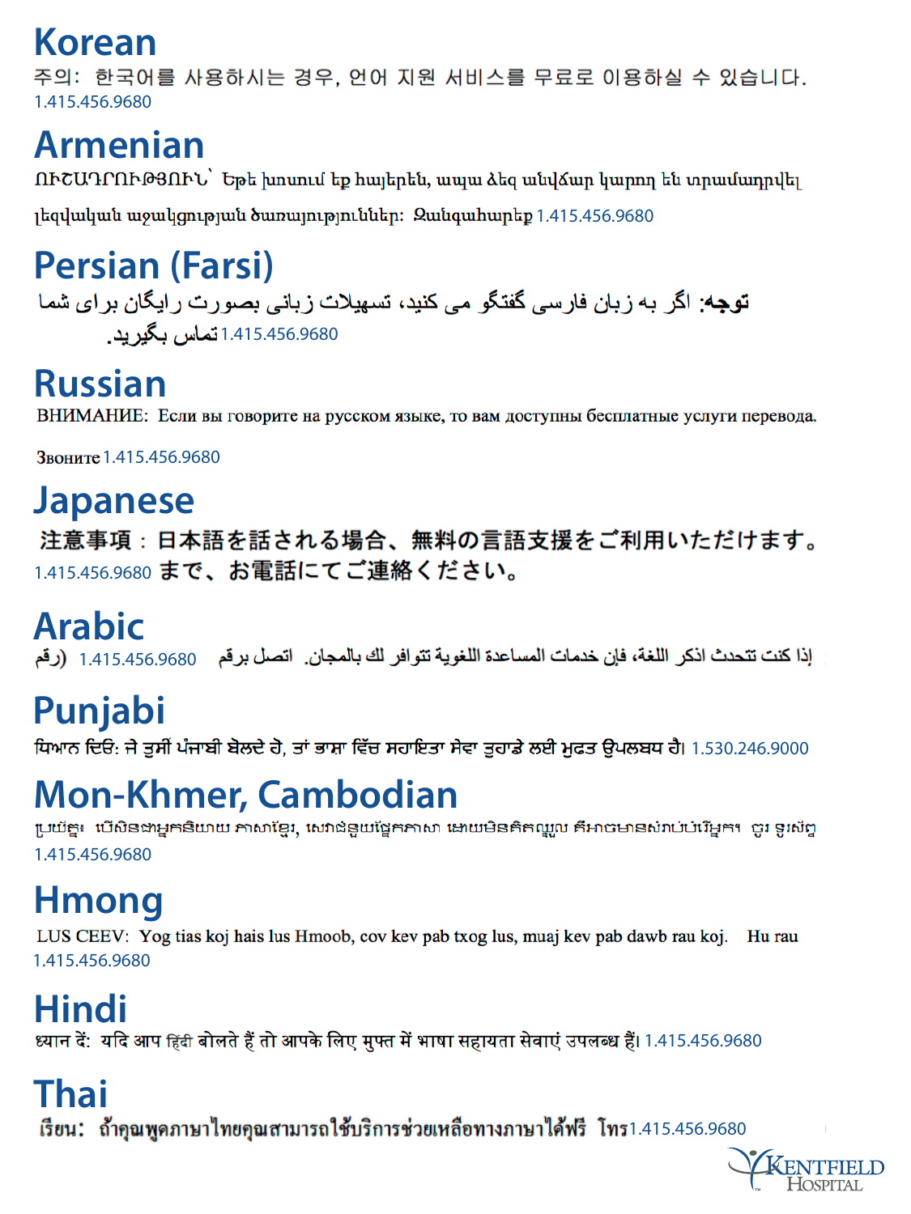## Korean

주의: 한국어를 사용하시는 경우, 언어 지원 서비스를 무료로 이용하실 수 있습니다. 1.415.456.9680

## Armenian

ՈՒՇԱԴՐՈՒԹՅՈՒՆ՝ Եթե խոսում եք հայերեն, ապա ձեզ անվճար կարող են տրամադրվել լեզվական աջակցության ծառայություններ: Զանգահարեք 1.415.456.9680

## Persian (Farsi)

توجه: اگر به زبان فارسی گفتگو می کنید، تسهیلات زبانی بصورت رایگان برای شما 1.415.456.9680 تماس بگیرید.

## Russian

ВНИМАНИЕ: Если вы говорите на русском языке, то вам доступны бесплатные услуги перевода. Звоните 1.415.456.9680

## Japanese

注意事項：日本語を話される場合、無料の言語支援をご利用いただけます。1.415.456.9680 まで、お電話にてご連絡ください。

## Arabic

إذا كنت تتحدث اذكر اللغة، فإن خدمات المساعدة اللغوية تتوافر لك بالمجان. اتصل برقم 1.415.456.9680 (رقم

## Punjabi

ਧਿਆਨ ਦਿਓ: ਜੇ ਤੁਸੀਂ ਪੰਜਾਬੀ ਬੋਲਦੇ ਹੋ, ਤਾਂ ਭਾਸ਼ਾ ਵਿੱਚ ਸਹਾਇਤਾ ਸੇਵਾ ਤੁਹਾਡੇ ਲਈ ਮੁਫਤ ਉਪਲਬਧ ਹੈ। 1.530.246.9000

## Mon-Khmer, Cambodian

ប្រយ័ត្ន៖ បើសិនជាអ្នកនិយាយ ភាសាខ្មែរ, សេវាជំនួយផ្នែកភាសា ដោយមិនគិតឈ្នួល គឺអាចមានសំរាប់បំរើអ្នក។ ចូរ ទូរស័ព្ទ 1.415.456.9680

## Hmong

LUS CEEV: Yog tias koj hais lus Hmoob, cov kev pab txog lus, muaj kev pab dawb rau koj. Hu rau 1.415.456.9680

## Hindi

ध्यान दें: यदि आप हिंदी बोलते हैं तो आपके लिए मुफ्त में भाषा सहायता सेवाएं उपलब्ध हैं। 1.415.456.9680

## Thai

เรียน: ถ้าคุณพูดภาษาไทยคุณสามารถใช้บริการช่วยเหลือทางภาษาได้ฟรี โทร1.415.456.9680

KENTFIELD HOSPITAL